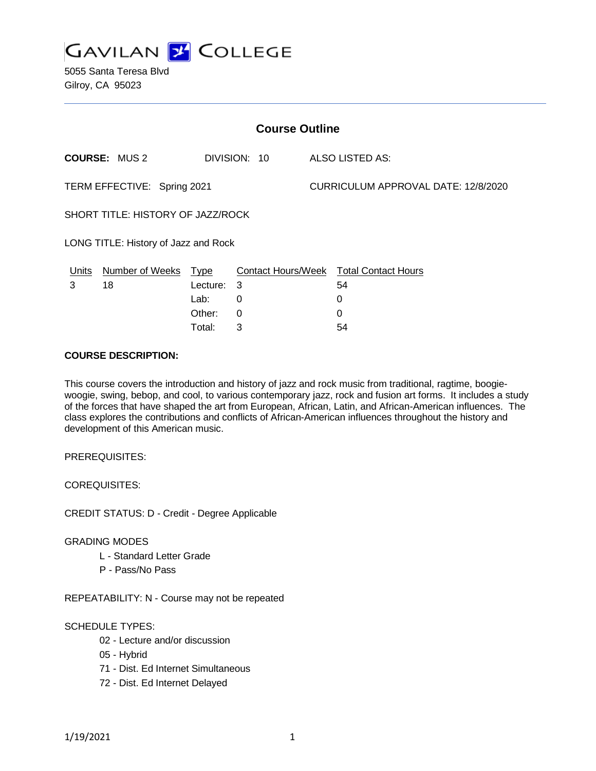# GAVILAN COLLEGE

5055 Santa Teresa Blvd
Gilroy, CA 95023

## Course Outline

**COURSE:** MUS 2 DIVISION: 10 ALSO LISTED AS:

TERM EFFECTIVE: Spring 2021 CURRICULUM APPROVAL DATE: 12/8/2020

SHORT TITLE: HISTORY OF JAZZ/ROCK

LONG TITLE: History of Jazz and Rock

| Units | Number of Weeks | Type | Contact Hours/Week | Total Contact Hours |
|---|---|---|---|---|
| 3 | 18 | Lecture: | 3 | 54 |
| | | Lab: | 0 | 0 |
| | | Other: | 0 | 0 |
| | | Total: | 3 | 54 |

**COURSE DESCRIPTION:**

This course covers the introduction and history of jazz and rock music from traditional, ragtime, boogie-woogie, swing, bebop, and cool, to various contemporary jazz, rock and fusion art forms. It includes a study of the forces that have shaped the art from European, African, Latin, and African-American influences. The class explores the contributions and conflicts of African-American influences throughout the history and development of this American music.

PREREQUISITES:

COREQUISITES:

CREDIT STATUS: D - Credit - Degree Applicable

GRADING MODES

- L - Standard Letter Grade
- P - Pass/No Pass

REPEATABILITY: N - Course may not be repeated

SCHEDULE TYPES:

- 02 - Lecture and/or discussion
- 05 - Hybrid
- 71 - Dist. Ed Internet Simultaneous
- 72 - Dist. Ed Internet Delayed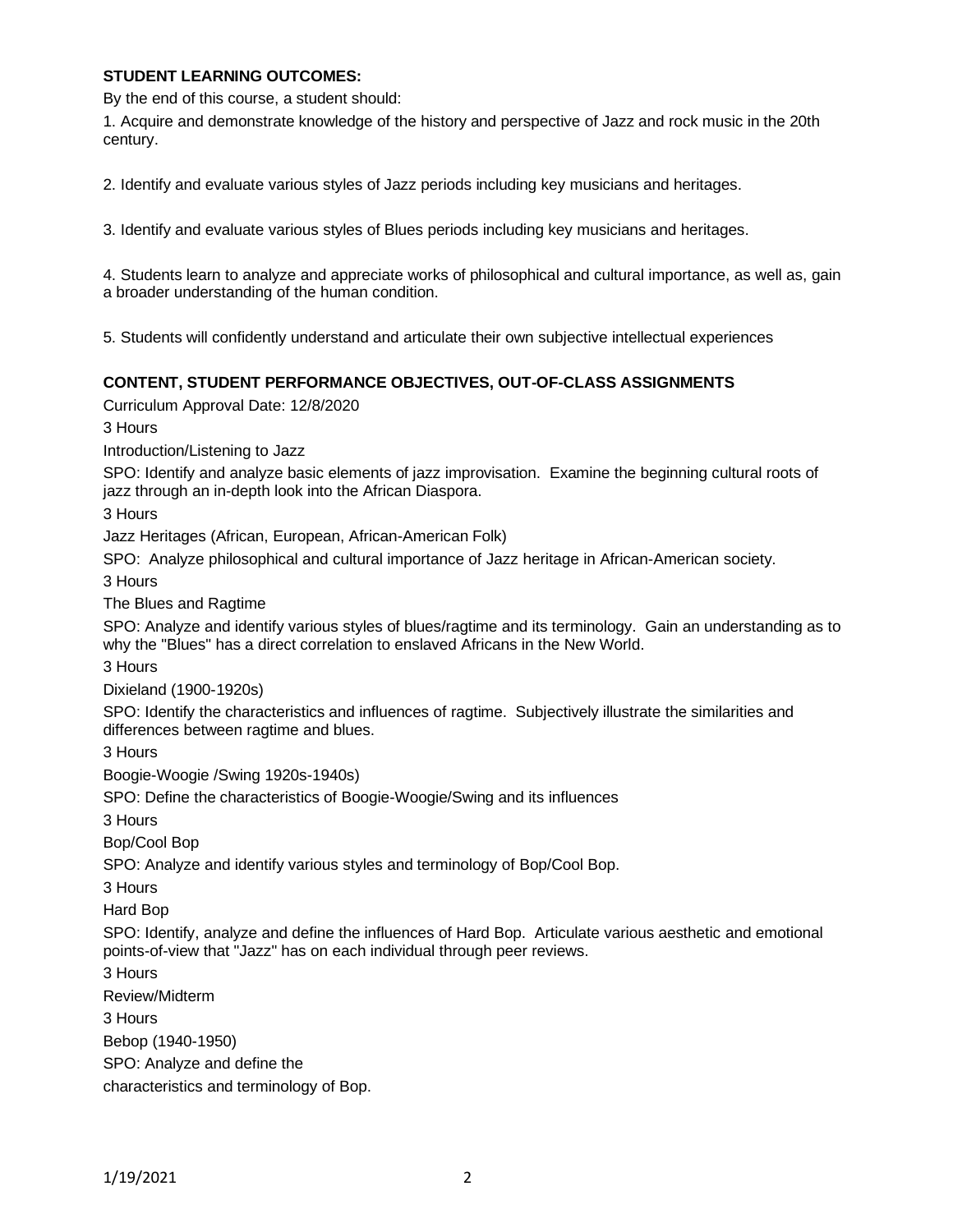**STUDENT LEARNING OUTCOMES:**

By the end of this course, a student should:

1. Acquire and demonstrate knowledge of the history and perspective of Jazz and rock music in the 20th century.

2. Identify and evaluate various styles of Jazz periods including key musicians and heritages.

3. Identify and evaluate various styles of Blues periods including key musicians and heritages.

4. Students learn to analyze and appreciate works of philosophical and cultural importance, as well as, gain a broader understanding of the human condition.

5. Students will confidently understand and articulate their own subjective intellectual experiences

**CONTENT, STUDENT PERFORMANCE OBJECTIVES, OUT-OF-CLASS ASSIGNMENTS**

Curriculum Approval Date: 12/8/2020

3 Hours

Introduction/Listening to Jazz

SPO: Identify and analyze basic elements of jazz improvisation. Examine the beginning cultural roots of jazz through an in-depth look into the African Diaspora.

3 Hours

Jazz Heritages (African, European, African-American Folk)

SPO: Analyze philosophical and cultural importance of Jazz heritage in African-American society.

3 Hours

The Blues and Ragtime

SPO: Analyze and identify various styles of blues/ragtime and its terminology. Gain an understanding as to why the "Blues" has a direct correlation to enslaved Africans in the New World.

3 Hours

Dixieland (1900-1920s)

SPO: Identify the characteristics and influences of ragtime. Subjectively illustrate the similarities and differences between ragtime and blues.

3 Hours

Boogie-Woogie /Swing 1920s-1940s)

SPO: Define the characteristics of Boogie-Woogie/Swing and its influences

3 Hours

Bop/Cool Bop

SPO: Analyze and identify various styles and terminology of Bop/Cool Bop.

3 Hours

Hard Bop

SPO: Identify, analyze and define the influences of Hard Bop. Articulate various aesthetic and emotional points-of-view that "Jazz" has on each individual through peer reviews.

3 Hours

Review/Midterm

3 Hours

Bebop (1940-1950)

SPO: Analyze and define the characteristics and terminology of Bop.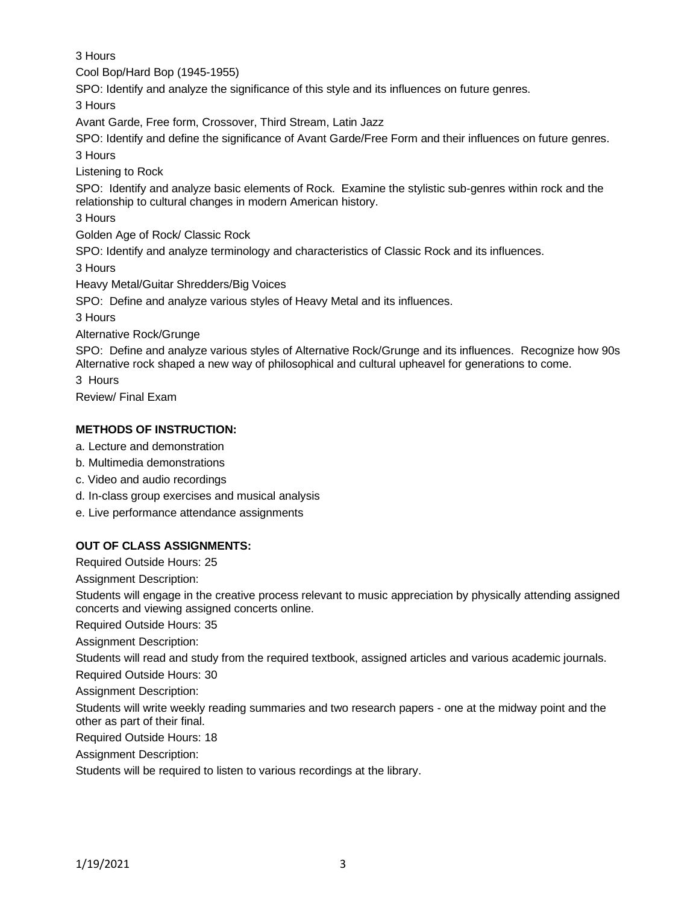3 Hours

Cool Bop/Hard Bop (1945-1955)

SPO: Identify and analyze the significance of this style and its influences on future genres.

3 Hours

Avant Garde, Free form, Crossover, Third Stream, Latin Jazz

SPO: Identify and define the significance of Avant Garde/Free Form and their influences on future genres.

3 Hours

Listening to Rock

SPO: Identify and analyze basic elements of Rock. Examine the stylistic sub-genres within rock and the relationship to cultural changes in modern American history.

3 Hours

Golden Age of Rock/ Classic Rock

SPO: Identify and analyze terminology and characteristics of Classic Rock and its influences.

3 Hours

Heavy Metal/Guitar Shredders/Big Voices

SPO: Define and analyze various styles of Heavy Metal and its influences.

3 Hours

Alternative Rock/Grunge

SPO: Define and analyze various styles of Alternative Rock/Grunge and its influences. Recognize how 90s Alternative rock shaped a new way of philosophical and cultural upheaval for generations to come.

3 Hours

Review/ Final Exam

**METHODS OF INSTRUCTION:**

a. Lecture and demonstration

b. Multimedia demonstrations

c. Video and audio recordings

d. In-class group exercises and musical analysis

e. Live performance attendance assignments

**OUT OF CLASS ASSIGNMENTS:**

Required Outside Hours: 25

Assignment Description:

Students will engage in the creative process relevant to music appreciation by physically attending assigned concerts and viewing assigned concerts online.

Required Outside Hours: 35

Assignment Description:

Students will read and study from the required textbook, assigned articles and various academic journals.

Required Outside Hours: 30

Assignment Description:

Students will write weekly reading summaries and two research papers - one at the midway point and the other as part of their final.

Required Outside Hours: 18

Assignment Description:

Students will be required to listen to various recordings at the library.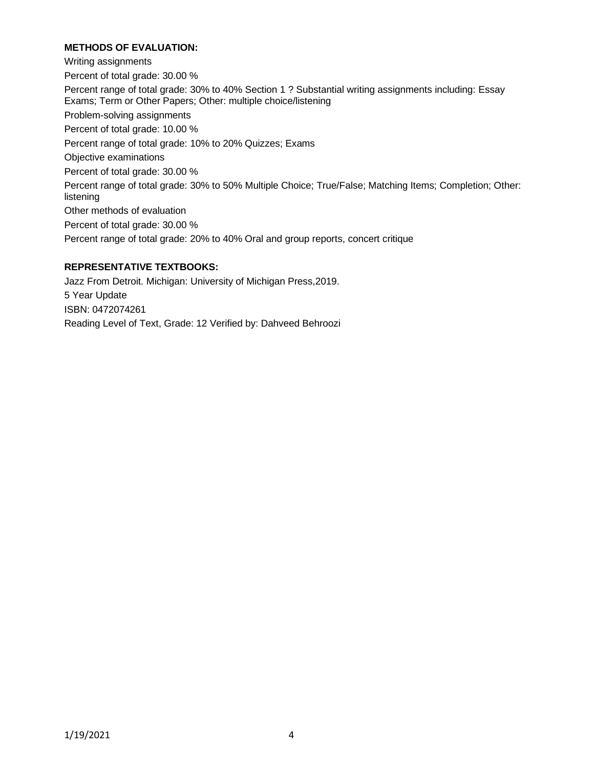**METHODS OF EVALUATION:**

Writing assignments

Percent of total grade: 30.00 %

Percent range of total grade: 30% to 40% Section 1 ? Substantial writing assignments including: Essay Exams; Term or Other Papers; Other: multiple choice/listening

Problem-solving assignments

Percent of total grade: 10.00 %

Percent range of total grade: 10% to 20% Quizzes; Exams

Objective examinations

Percent of total grade: 30.00 %

Percent range of total grade: 30% to 50% Multiple Choice; True/False; Matching Items; Completion; Other: listening

Other methods of evaluation

Percent of total grade: 30.00 %

Percent range of total grade: 20% to 40% Oral and group reports, concert critique

**REPRESENTATIVE TEXTBOOKS:**

Jazz From Detroit. Michigan: University of Michigan Press,2019.

5 Year Update

ISBN: 0472074261

Reading Level of Text, Grade: 12 Verified by: Dahveed Behroozi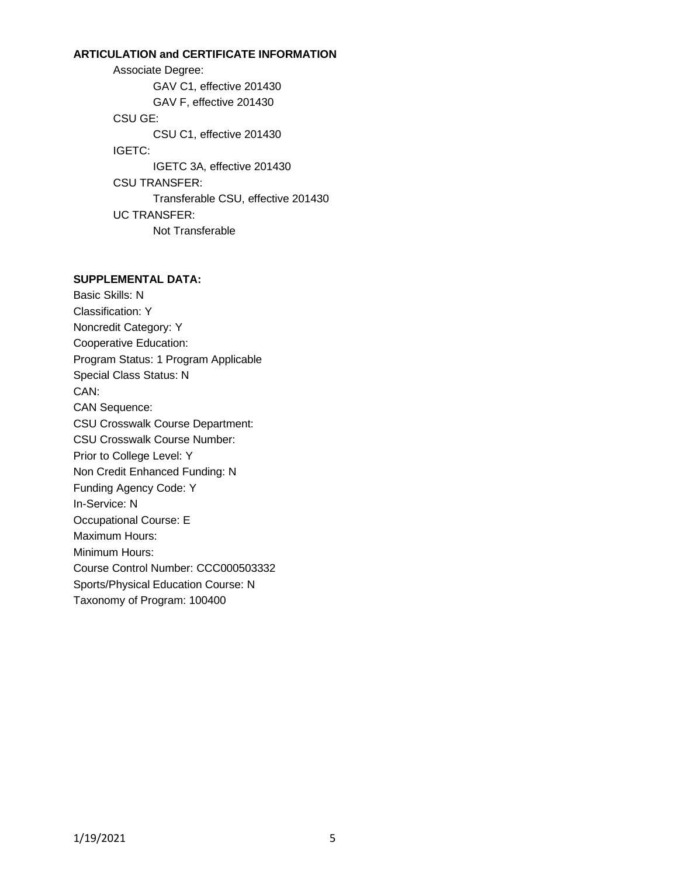**ARTICULATION and CERTIFICATE INFORMATION**

Associate Degree:

GAV C1, effective 201430

GAV F, effective 201430

CSU GE:

CSU C1, effective 201430

IGETC:

IGETC 3A, effective 201430

CSU TRANSFER:

Transferable CSU, effective 201430

UC TRANSFER:

Not Transferable

**SUPPLEMENTAL DATA:**

Basic Skills: N
Classification: Y
Noncredit Category: Y
Cooperative Education:
Program Status: 1 Program Applicable
Special Class Status: N
CAN:
CAN Sequence:
CSU Crosswalk Course Department:
CSU Crosswalk Course Number:
Prior to College Level: Y
Non Credit Enhanced Funding: N
Funding Agency Code: Y
In-Service: N
Occupational Course: E
Maximum Hours:
Minimum Hours:
Course Control Number: CCC000503332
Sports/Physical Education Course: N
Taxonomy of Program: 100400